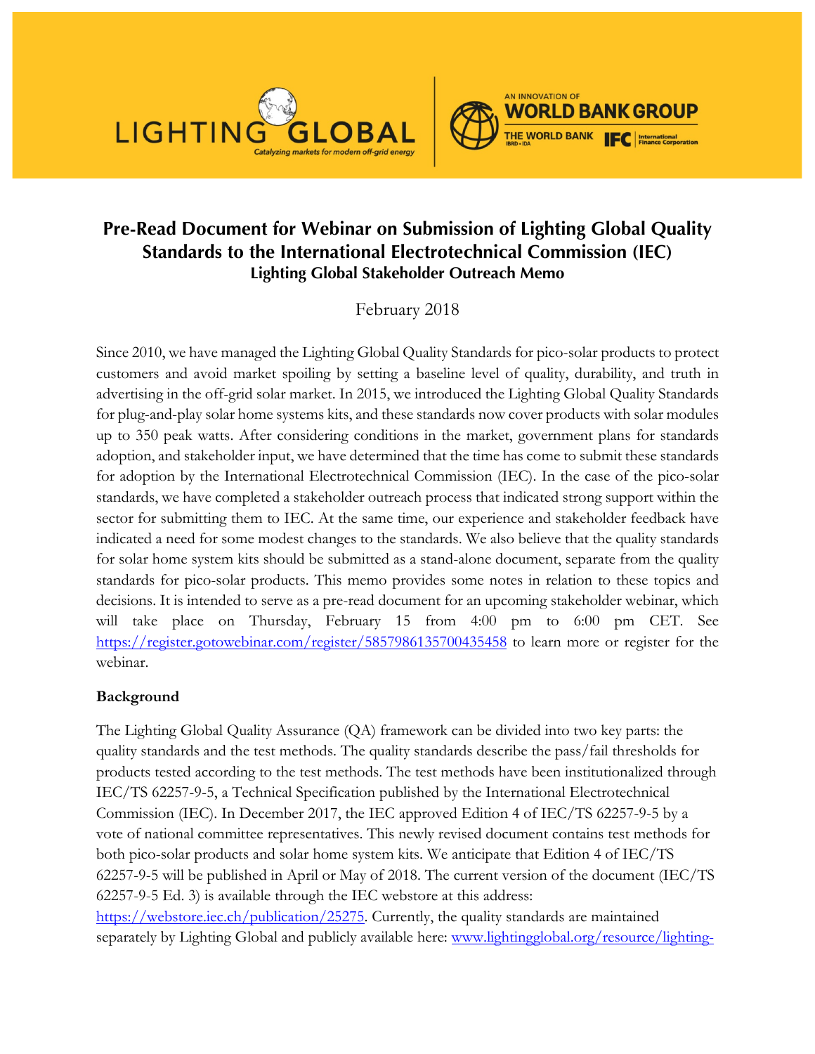# Pre-Read Document for Webinar on Submission of Lighting Global Quality Standards to the International Electrotechnical Commission (IEC)

### Lighting Global Stakeholder Outreach Memo

February 2018

Since 2010, we have managed the Lighting Global Quality Standards for pico-solar products to protect customers and avoid market spoiling by setting a baseline level of quality, durability, and truth in advertising in the off-grid solar market. In 2015, we introduced the Lighting Global Quality Standards for plug-and-play solar home systems kits, and these standards now cover products with solar modules up to 350 peak watts. After considering conditions in the market, government plans for standards adoption, and stakeholder input, we have determined that the time has come to submit these standards for adoption by the International Electrotechnical Commission (IEC). In the case of the pico-solar standards, we have completed a stakeholder outreach process that indicated strong support within the sector for submitting them to IEC. At the same time, our experience and stakeholder feedback have indicated a need for some modest changes to the standards. We also believe that the quality standards for solar home system kits should be submitted as a stand-alone document, separate from the quality standards for pico-solar products. This memo provides some notes in relation to these topics and decisions. It is intended to serve as a pre-read document for an upcoming stakeholder webinar, which will take place on Thursday, February 15 from 4:00 pm to 6:00 pm CET. See https://register.gotowebinar.com/register/5857986135700435458 to learn more or register for the webinar.

**Background**

The Lighting Global Quality Assurance (QA) framework can be divided into two key parts: the quality standards and the test methods. The quality standards describe the pass/fail thresholds for products tested according to the test methods. The test methods have been institutionalized through IEC/TS 62257-9-5, a Technical Specification published by the International Electrotechnical Commission (IEC). In December 2017, the IEC approved Edition 4 of IEC/TS 62257-9-5 by a vote of national committee representatives. This newly revised document contains test methods for both pico-solar products and solar home system kits. We anticipate that Edition 4 of IEC/TS 62257-9-5 will be published in April or May of 2018. The current version of the document (IEC/TS 62257-9-5 Ed. 3) is available through the IEC webstore at this address: https://webstore.iec.ch/publication/25275. Currently, the quality standards are maintained separately by Lighting Global and publicly available here: www.lightingglobal.org/resource/lighting-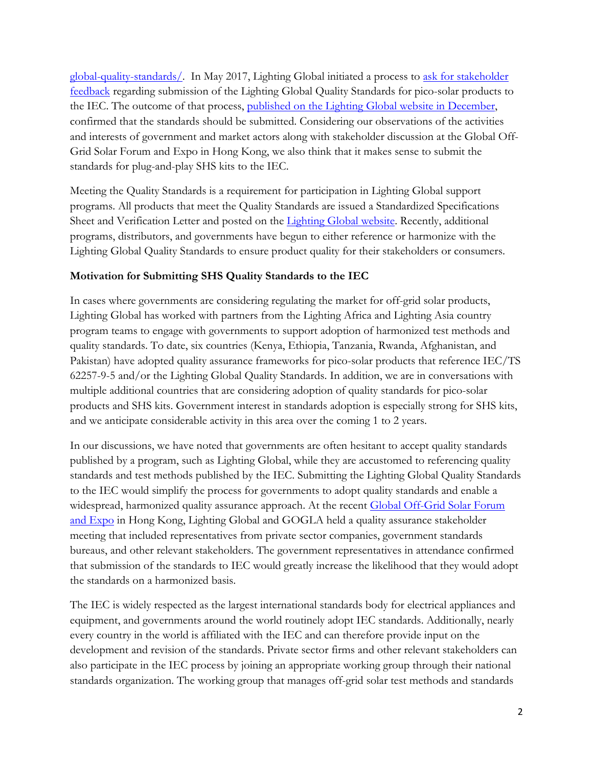global-quality-standards/. In May 2017, Lighting Global initiated a process to ask for stakeholder feedback regarding submission of the Lighting Global Quality Standards for pico-solar products to the IEC. The outcome of that process, published on the Lighting Global website in December, confirmed that the standards should be submitted. Considering our observations of the activities and interests of government and market actors along with stakeholder discussion at the Global Off-Grid Solar Forum and Expo in Hong Kong, we also think that it makes sense to submit the standards for plug-and-play SHS kits to the IEC.

Meeting the Quality Standards is a requirement for participation in Lighting Global support programs. All products that meet the Quality Standards are issued a Standardized Specifications Sheet and Verification Letter and posted on the Lighting Global website. Recently, additional programs, distributors, and governments have begun to either reference or harmonize with the Lighting Global Quality Standards to ensure product quality for their stakeholders or consumers.

**Motivation for Submitting SHS Quality Standards to the IEC**

In cases where governments are considering regulating the market for off-grid solar products, Lighting Global has worked with partners from the Lighting Africa and Lighting Asia country program teams to engage with governments to support adoption of harmonized test methods and quality standards. To date, six countries (Kenya, Ethiopia, Tanzania, Rwanda, Afghanistan, and Pakistan) have adopted quality assurance frameworks for pico-solar products that reference IEC/TS 62257-9-5 and/or the Lighting Global Quality Standards. In addition, we are in conversations with multiple additional countries that are considering adoption of quality standards for pico-solar products and SHS kits. Government interest in standards adoption is especially strong for SHS kits, and we anticipate considerable activity in this area over the coming 1 to 2 years.

In our discussions, we have noted that governments are often hesitant to accept quality standards published by a program, such as Lighting Global, while they are accustomed to referencing quality standards and test methods published by the IEC. Submitting the Lighting Global Quality Standards to the IEC would simplify the process for governments to adopt quality standards and enable a widespread, harmonized quality assurance approach. At the recent Global Off-Grid Solar Forum and Expo in Hong Kong, Lighting Global and GOGLA held a quality assurance stakeholder meeting that included representatives from private sector companies, government standards bureaus, and other relevant stakeholders. The government representatives in attendance confirmed that submission of the standards to IEC would greatly increase the likelihood that they would adopt the standards on a harmonized basis.

The IEC is widely respected as the largest international standards body for electrical appliances and equipment, and governments around the world routinely adopt IEC standards. Additionally, nearly every country in the world is affiliated with the IEC and can therefore provide input on the development and revision of the standards. Private sector firms and other relevant stakeholders can also participate in the IEC process by joining an appropriate working group through their national standards organization. The working group that manages off-grid solar test methods and standards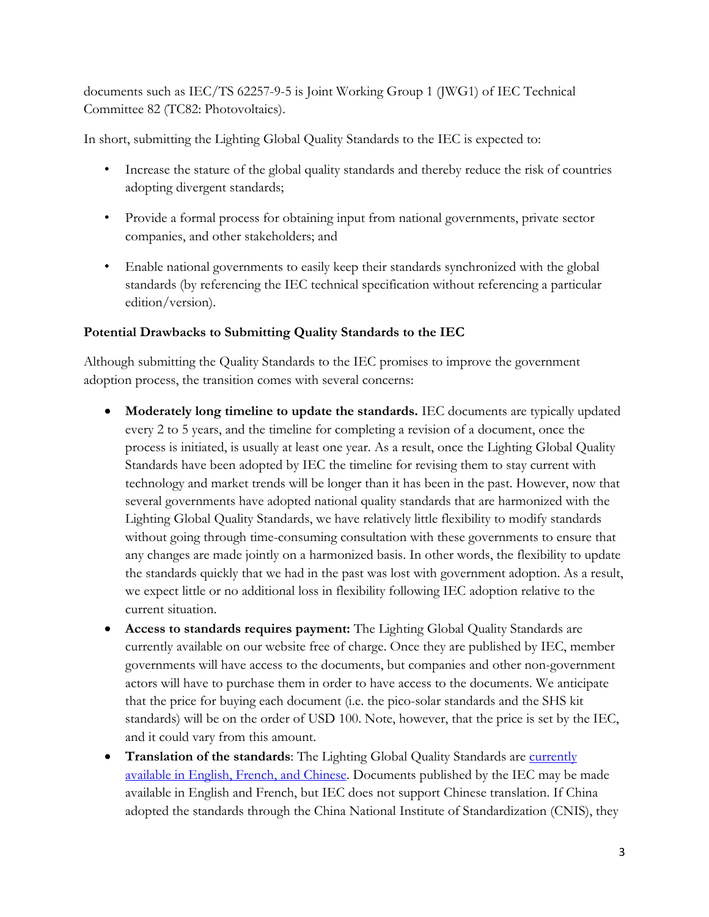documents such as IEC/TS 62257-9-5 is Joint Working Group 1 (JWG1) of IEC Technical Committee 82 (TC82: Photovoltaics).

In short, submitting the Lighting Global Quality Standards to the IEC is expected to:

- Increase the stature of the global quality standards and thereby reduce the risk of countries adopting divergent standards;
- Provide a formal process for obtaining input from national governments, private sector companies, and other stakeholders; and
- Enable national governments to easily keep their standards synchronized with the global standards (by referencing the IEC technical specification without referencing a particular edition/version).

**Potential Drawbacks to Submitting Quality Standards to the IEC**

Although submitting the Quality Standards to the IEC promises to improve the government adoption process, the transition comes with several concerns:

- **Moderately long timeline to update the standards.** IEC documents are typically updated every 2 to 5 years, and the timeline for completing a revision of a document, once the process is initiated, is usually at least one year. As a result, once the Lighting Global Quality Standards have been adopted by IEC the timeline for revising them to stay current with technology and market trends will be longer than it has been in the past. However, now that several governments have adopted national quality standards that are harmonized with the Lighting Global Quality Standards, we have relatively little flexibility to modify standards without going through time-consuming consultation with these governments to ensure that any changes are made jointly on a harmonized basis. In other words, the flexibility to update the standards quickly that we had in the past was lost with government adoption. As a result, we expect little or no additional loss in flexibility following IEC adoption relative to the current situation.
- **Access to standards requires payment:** The Lighting Global Quality Standards are currently available on our website free of charge. Once they are published by IEC, member governments will have access to the documents, but companies and other non-government actors will have to purchase them in order to have access to the documents. We anticipate that the price for buying each document (i.e. the pico-solar standards and the SHS kit standards) will be on the order of USD 100. Note, however, that the price is set by the IEC, and it could vary from this amount.
- **Translation of the standards**: The Lighting Global Quality Standards are currently available in English, French, and Chinese. Documents published by the IEC may be made available in English and French, but IEC does not support Chinese translation. If China adopted the standards through the China National Institute of Standardization (CNIS), they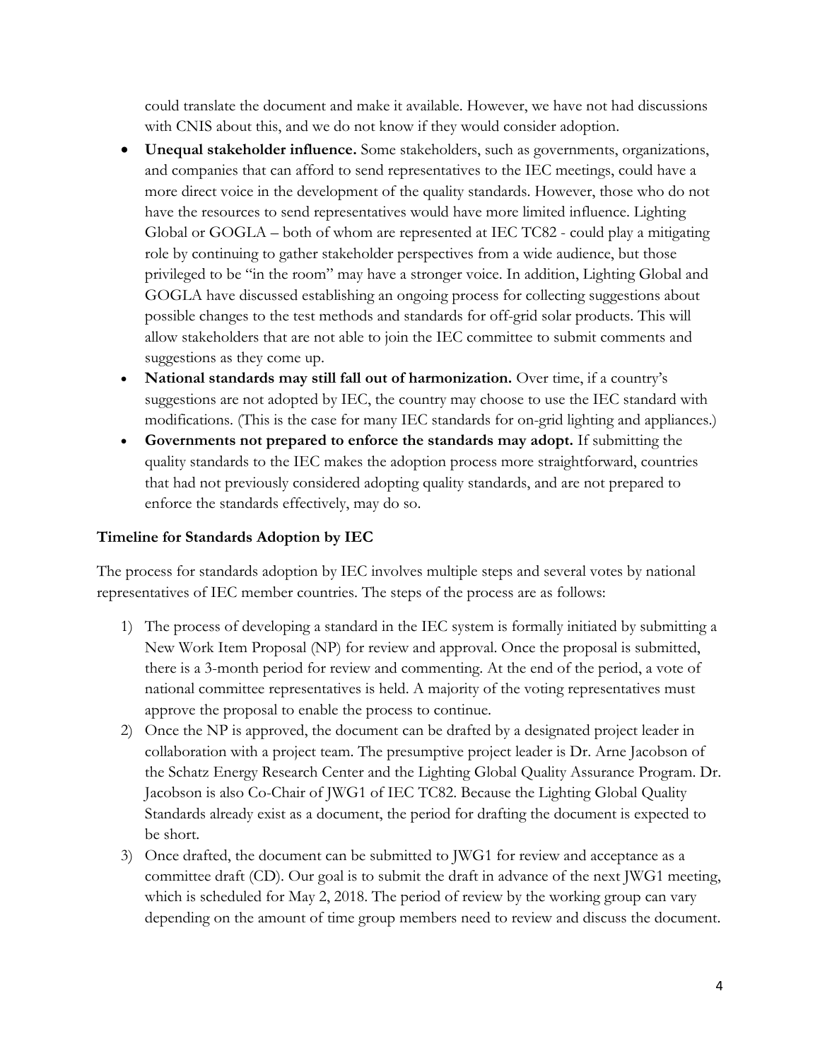could translate the document and make it available. However, we have not had discussions with CNIS about this, and we do not know if they would consider adoption.

- **Unequal stakeholder influence.** Some stakeholders, such as governments, organizations, and companies that can afford to send representatives to the IEC meetings, could have a more direct voice in the development of the quality standards. However, those who do not have the resources to send representatives would have more limited influence. Lighting Global or GOGLA – both of whom are represented at IEC TC82 - could play a mitigating role by continuing to gather stakeholder perspectives from a wide audience, but those privileged to be "in the room" may have a stronger voice. In addition, Lighting Global and GOGLA have discussed establishing an ongoing process for collecting suggestions about possible changes to the test methods and standards for off-grid solar products. This will allow stakeholders that are not able to join the IEC committee to submit comments and suggestions as they come up.
- **National standards may still fall out of harmonization.** Over time, if a country's suggestions are not adopted by IEC, the country may choose to use the IEC standard with modifications. (This is the case for many IEC standards for on-grid lighting and appliances.)
- **Governments not prepared to enforce the standards may adopt.** If submitting the quality standards to the IEC makes the adoption process more straightforward, countries that had not previously considered adopting quality standards, and are not prepared to enforce the standards effectively, may do so.

### Timeline for Standards Adoption by IEC

The process for standards adoption by IEC involves multiple steps and several votes by national representatives of IEC member countries. The steps of the process are as follows:

1) The process of developing a standard in the IEC system is formally initiated by submitting a New Work Item Proposal (NP) for review and approval. Once the proposal is submitted, there is a 3-month period for review and commenting. At the end of the period, a vote of national committee representatives is held. A majority of the voting representatives must approve the proposal to enable the process to continue.
2) Once the NP is approved, the document can be drafted by a designated project leader in collaboration with a project team. The presumptive project leader is Dr. Arne Jacobson of the Schatz Energy Research Center and the Lighting Global Quality Assurance Program. Dr. Jacobson is also Co-Chair of JWG1 of IEC TC82. Because the Lighting Global Quality Standards already exist as a document, the period for drafting the document is expected to be short.
3) Once drafted, the document can be submitted to JWG1 for review and acceptance as a committee draft (CD). Our goal is to submit the draft in advance of the next JWG1 meeting, which is scheduled for May 2, 2018. The period of review by the working group can vary depending on the amount of time group members need to review and discuss the document.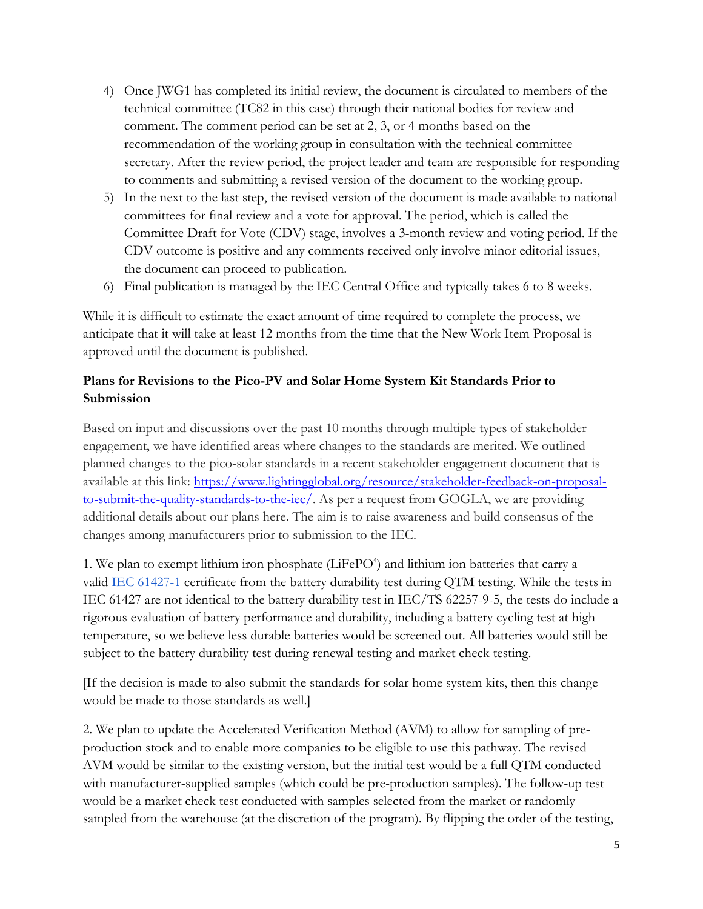4) Once JWG1 has completed its initial review, the document is circulated to members of the technical committee (TC82 in this case) through their national bodies for review and comment. The comment period can be set at 2, 3, or 4 months based on the recommendation of the working group in consultation with the technical committee secretary. After the review period, the project leader and team are responsible for responding to comments and submitting a revised version of the document to the working group.
5) In the next to the last step, the revised version of the document is made available to national committees for final review and a vote for approval. The period, which is called the Committee Draft for Vote (CDV) stage, involves a 3-month review and voting period. If the CDV outcome is positive and any comments received only involve minor editorial issues, the document can proceed to publication.
6) Final publication is managed by the IEC Central Office and typically takes 6 to 8 weeks.

While it is difficult to estimate the exact amount of time required to complete the process, we anticipate that it will take at least 12 months from the time that the New Work Item Proposal is approved until the document is published.

**Plans for Revisions to the Pico-PV and Solar Home System Kit Standards Prior to Submission**

Based on input and discussions over the past 10 months through multiple types of stakeholder engagement, we have identified areas where changes to the standards are merited. We outlined planned changes to the pico-solar standards in a recent stakeholder engagement document that is available at this link: [https://www.lightingglobal.org/resource/stakeholder-feedback-on-proposal-to-submit-the-quality-standards-to-the-iec/](https://www.lightingglobal.org/resource/stakeholder-feedback-on-proposal-to-submit-the-quality-standards-to-the-iec/). As per a request from GOGLA, we are providing additional details about our plans here. The aim is to raise awareness and build consensus of the changes among manufacturers prior to submission to the IEC.

1. We plan to exempt lithium iron phosphate ($LiFePO^4$) and lithium ion batteries that carry a valid IEC 61427-1 certificate from the battery durability test during QTM testing. While the tests in IEC 61427 are not identical to the battery durability test in IEC/TS 62257-9-5, the tests do include a rigorous evaluation of battery performance and durability, including a battery cycling test at high temperature, so we believe less durable batteries would be screened out. All batteries would still be subject to the battery durability test during renewal testing and market check testing.

[If the decision is made to also submit the standards for solar home system kits, then this change would be made to those standards as well.]

2. We plan to update the Accelerated Verification Method (AVM) to allow for sampling of pre-production stock and to enable more companies to be eligible to use this pathway. The revised AVM would be similar to the existing version, but the initial test would be a full QTM conducted with manufacturer-supplied samples (which could be pre-production samples). The follow-up test would be a market check test conducted with samples selected from the market or randomly sampled from the warehouse (at the discretion of the program). By flipping the order of the testing,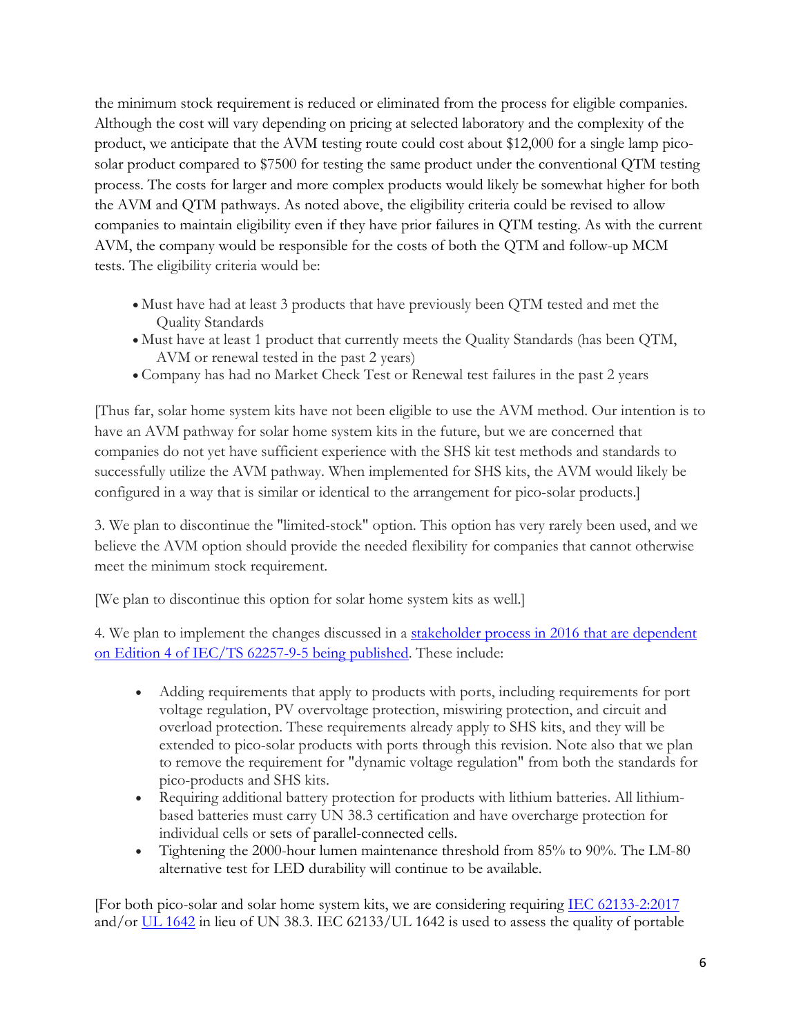the minimum stock requirement is reduced or eliminated from the process for eligible companies. Although the cost will vary depending on pricing at selected laboratory and the complexity of the product, we anticipate that the AVM testing route could cost about $12,000 for a single lamp pico-solar product compared to $7500 for testing the same product under the conventional QTM testing process. The costs for larger and more complex products would likely be somewhat higher for both the AVM and QTM pathways. As noted above, the eligibility criteria could be revised to allow companies to maintain eligibility even if they have prior failures in QTM testing. As with the current AVM, the company would be responsible for the costs of both the QTM and follow-up MCM tests. The eligibility criteria would be:

- Must have had at least 3 products that have previously been QTM tested and met the Quality Standards
- Must have at least 1 product that currently meets the Quality Standards (has been QTM, AVM or renewal tested in the past 2 years)
- Company has had no Market Check Test or Renewal test failures in the past 2 years

[Thus far, solar home system kits have not been eligible to use the AVM method. Our intention is to have an AVM pathway for solar home system kits in the future, but we are concerned that companies do not yet have sufficient experience with the SHS kit test methods and standards to successfully utilize the AVM pathway. When implemented for SHS kits, the AVM would likely be configured in a way that is similar or identical to the arrangement for pico-solar products.]

3. We plan to discontinue the "limited-stock" option. This option has very rarely been used, and we believe the AVM option should provide the needed flexibility for companies that cannot otherwise meet the minimum stock requirement.

[We plan to discontinue this option for solar home system kits as well.]

4. We plan to implement the changes discussed in a stakeholder process in 2016 that are dependent on Edition 4 of IEC/TS 62257-9-5 being published. These include:

- Adding requirements that apply to products with ports, including requirements for port voltage regulation, PV overvoltage protection, miswiring protection, and circuit and overload protection. These requirements already apply to SHS kits, and they will be extended to pico-solar products with ports through this revision. Note also that we plan to remove the requirement for "dynamic voltage regulation" from both the standards for pico-products and SHS kits.
- Requiring additional battery protection for products with lithium batteries. All lithium-based batteries must carry UN 38.3 certification and have overcharge protection for individual cells or sets of parallel-connected cells.
- Tightening the 2000-hour lumen maintenance threshold from 85% to 90%. The LM-80 alternative test for LED durability will continue to be available.

[For both pico-solar and solar home system kits, we are considering requiring IEC 62133-2:2017 and/or UL 1642 in lieu of UN 38.3. IEC 62133/UL 1642 is used to assess the quality of portable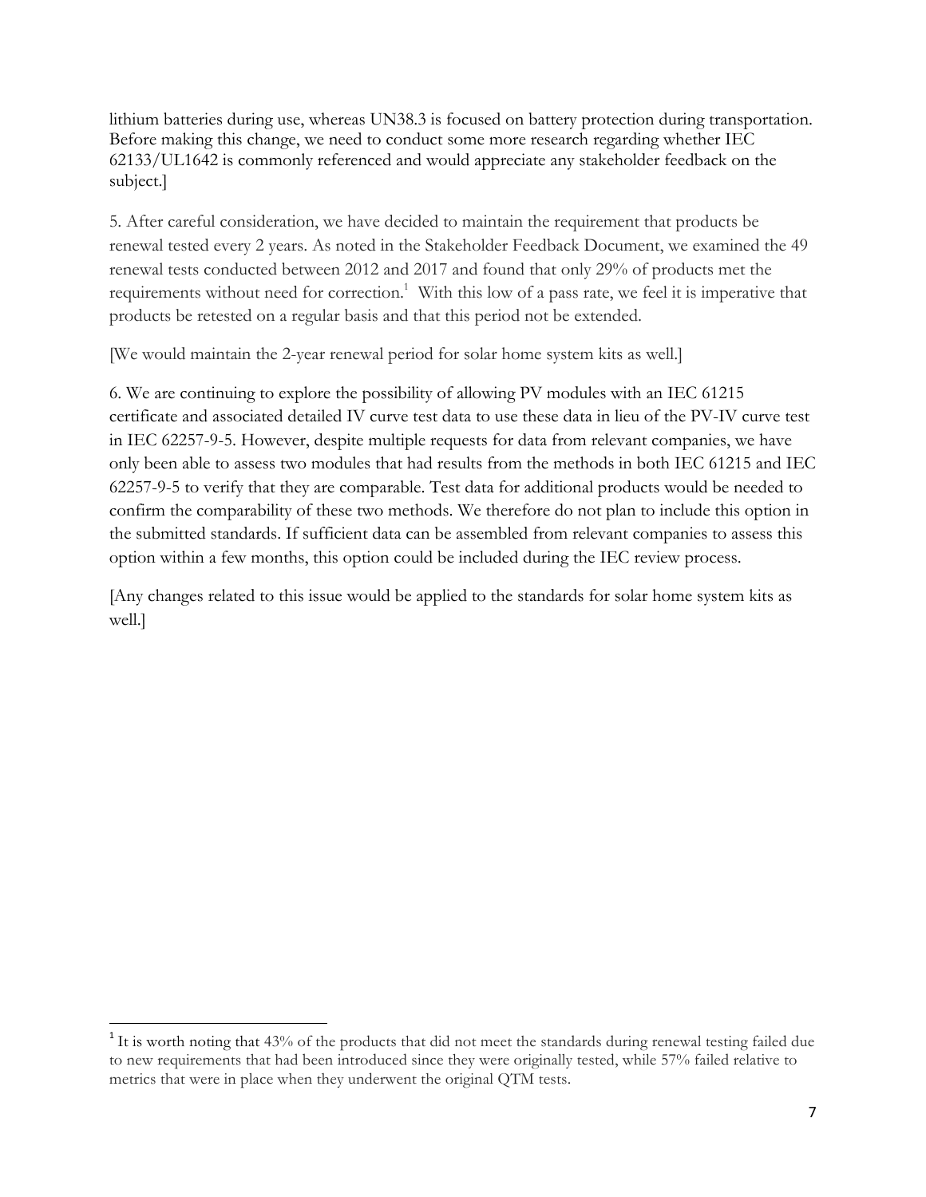lithium batteries during use, whereas UN38.3 is focused on battery protection during transportation. Before making this change, we need to conduct some more research regarding whether IEC 62133/UL1642 is commonly referenced and would appreciate any stakeholder feedback on the subject.]

5. After careful consideration, we have decided to maintain the requirement that products be renewal tested every 2 years. As noted in the Stakeholder Feedback Document, we examined the 49 renewal tests conducted between 2012 and 2017 and found that only 29% of products met the requirements without need for correction.[1] With this low of a pass rate, we feel it is imperative that products be retested on a regular basis and that this period not be extended.

[We would maintain the 2-year renewal period for solar home system kits as well.]

6. We are continuing to explore the possibility of allowing PV modules with an IEC 61215 certificate and associated detailed IV curve test data to use these data in lieu of the PV-IV curve test in IEC 62257-9-5. However, despite multiple requests for data from relevant companies, we have only been able to assess two modules that had results from the methods in both IEC 61215 and IEC 62257-9-5 to verify that they are comparable. Test data for additional products would be needed to confirm the comparability of these two methods. We therefore do not plan to include this option in the submitted standards. If sufficient data can be assembled from relevant companies to assess this option within a few months, this option could be included during the IEC review process.

[Any changes related to this issue would be applied to the standards for solar home system kits as well.]

[1] It is worth noting that 43% of the products that did not meet the standards during renewal testing failed due to new requirements that had been introduced since they were originally tested, while 57% failed relative to metrics that were in place when they underwent the original QTM tests.